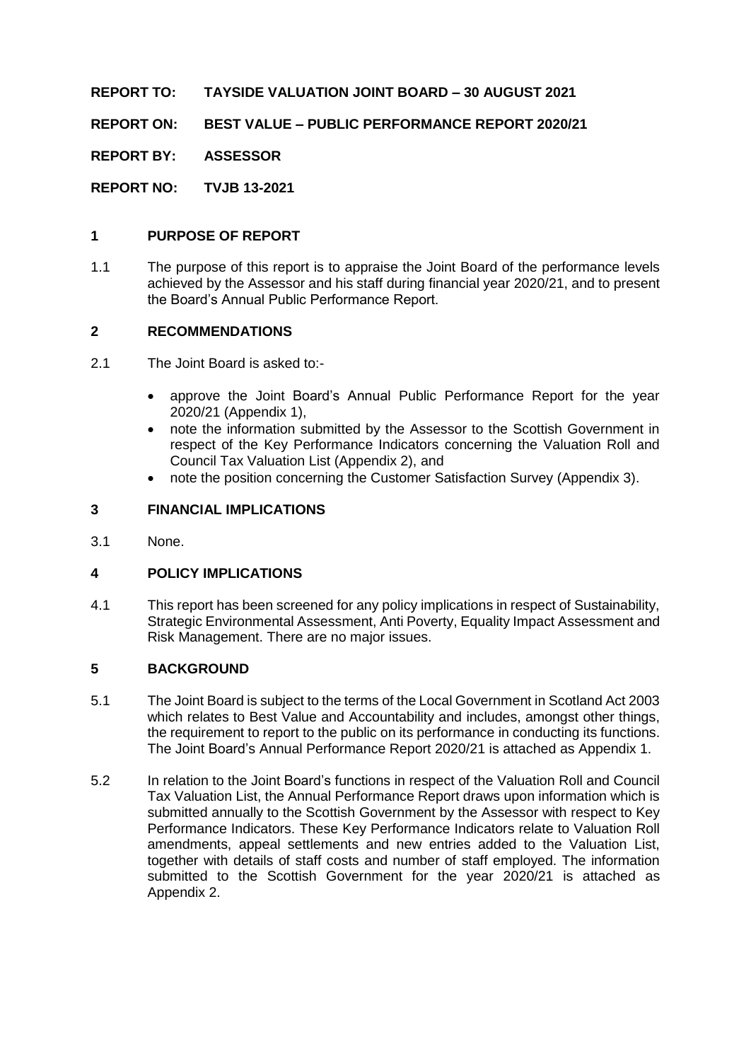**REPORT TO: TAYSIDE VALUATION JOINT BOARD – 30 AUGUST 2021**

**REPORT ON: BEST VALUE – PUBLIC PERFORMANCE REPORT 2020/21**

**REPORT BY: ASSESSOR**

**REPORT NO: TVJB 13-2021**

## 1 PURPOSE OF REPORT

1.1 The purpose of this report is to appraise the Joint Board of the performance levels achieved by the Assessor and his staff during financial year 2020/21, and to present the Board's Annual Public Performance Report.

## 2 RECOMMENDATIONS

2.1 The Joint Board is asked to:-

- approve the Joint Board's Annual Public Performance Report for the year 2020/21 (Appendix 1),
- note the information submitted by the Assessor to the Scottish Government in respect of the Key Performance Indicators concerning the Valuation Roll and Council Tax Valuation List (Appendix 2), and
- note the position concerning the Customer Satisfaction Survey (Appendix 3).

## 3 FINANCIAL IMPLICATIONS

3.1 None.

## 4 POLICY IMPLICATIONS

4.1 This report has been screened for any policy implications in respect of Sustainability, Strategic Environmental Assessment, Anti Poverty, Equality Impact Assessment and Risk Management. There are no major issues.

## 5 BACKGROUND

5.1 The Joint Board is subject to the terms of the Local Government in Scotland Act 2003 which relates to Best Value and Accountability and includes, amongst other things, the requirement to report to the public on its performance in conducting its functions. The Joint Board's Annual Performance Report 2020/21 is attached as Appendix 1.

5.2 In relation to the Joint Board's functions in respect of the Valuation Roll and Council Tax Valuation List, the Annual Performance Report draws upon information which is submitted annually to the Scottish Government by the Assessor with respect to Key Performance Indicators. These Key Performance Indicators relate to Valuation Roll amendments, appeal settlements and new entries added to the Valuation List, together with details of staff costs and number of staff employed. The information submitted to the Scottish Government for the year 2020/21 is attached as Appendix 2.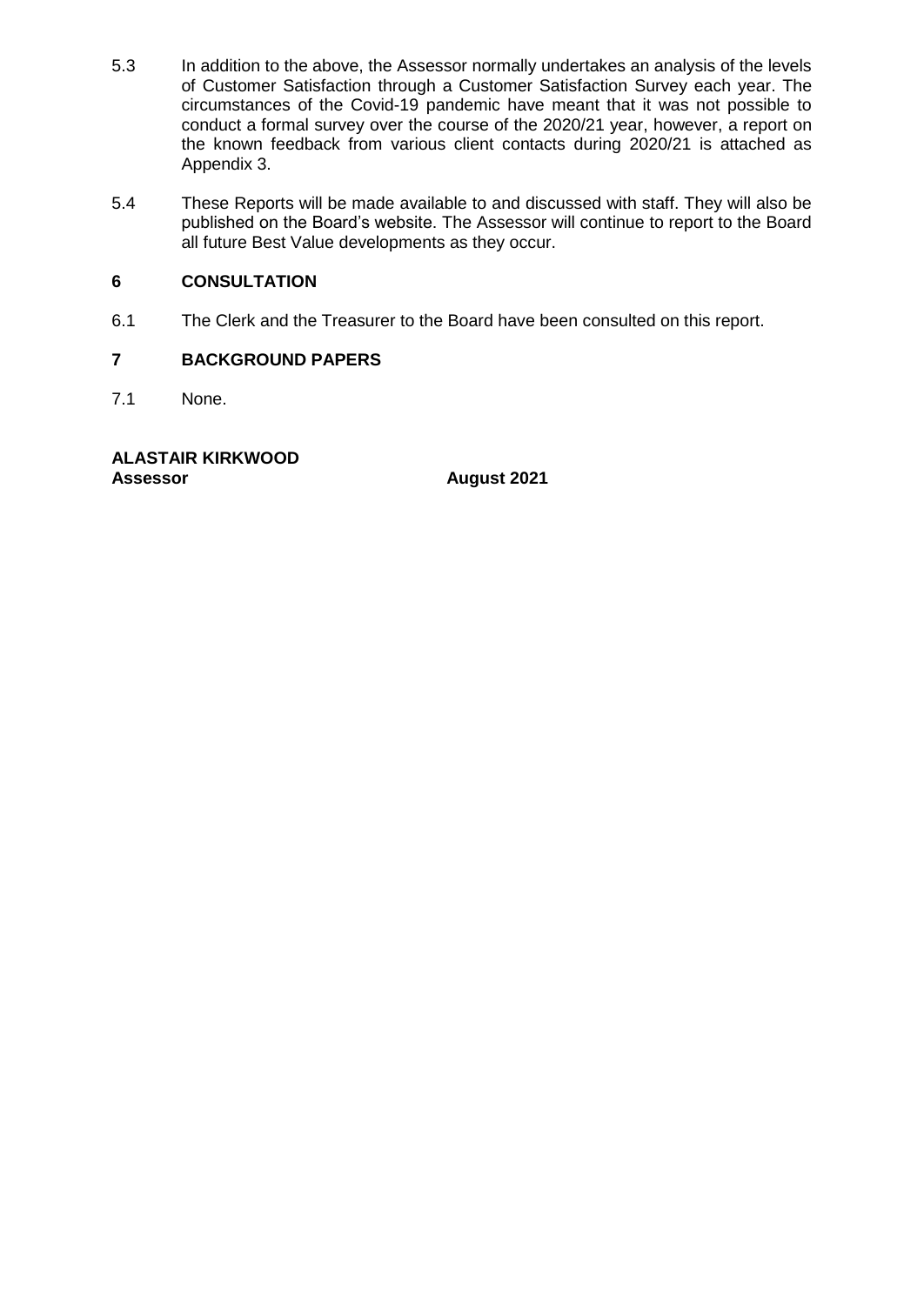5.3 In addition to the above, the Assessor normally undertakes an analysis of the levels of Customer Satisfaction through a Customer Satisfaction Survey each year. The circumstances of the Covid-19 pandemic have meant that it was not possible to conduct a formal survey over the course of the 2020/21 year, however, a report on the known feedback from various client contacts during 2020/21 is attached as Appendix 3.

5.4 These Reports will be made available to and discussed with staff. They will also be published on the Board's website. The Assessor will continue to report to the Board all future Best Value developments as they occur.

## 6 CONSULTATION

6.1 The Clerk and the Treasurer to the Board have been consulted on this report.

## 7 BACKGROUND PAPERS

7.1 None.

**ALASTAIR KIRKWOOD**
**Assessor** **August 2021**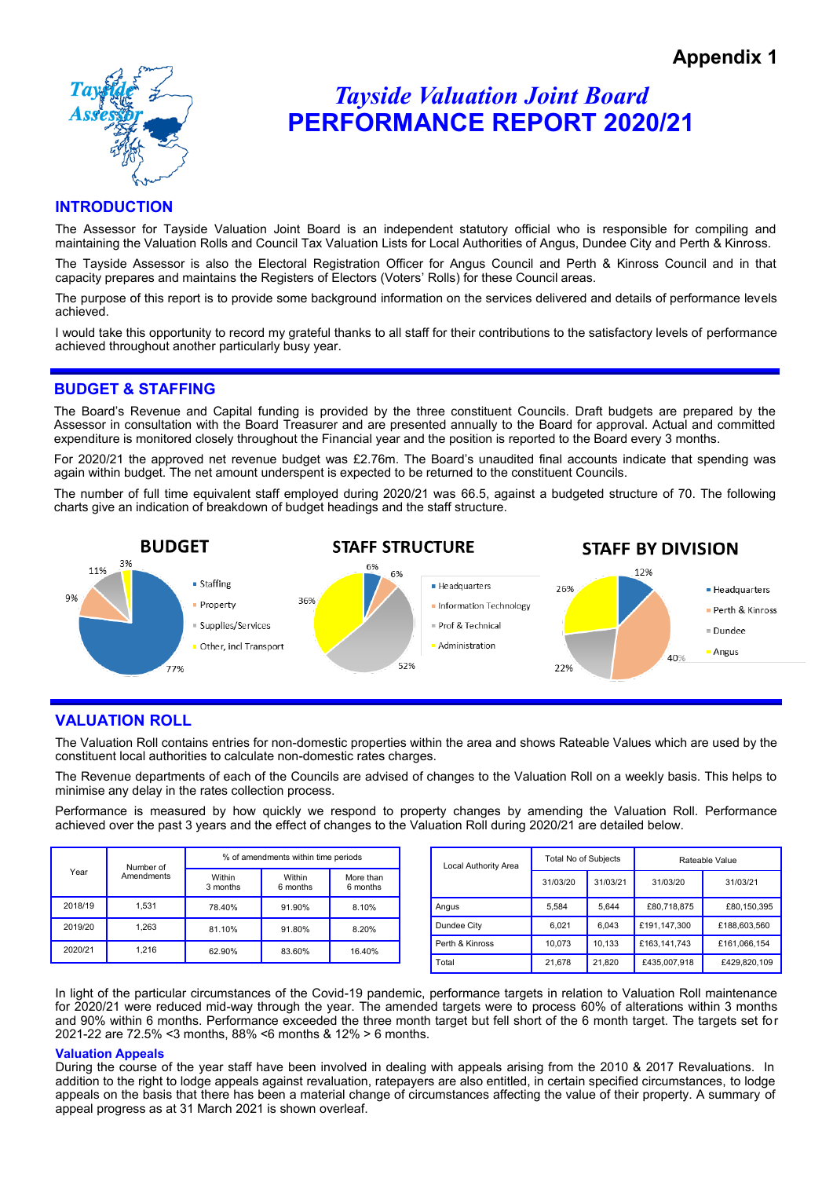Appendix 1

# *Tayside Valuation Joint Board*
# PERFORMANCE REPORT 2020/21

## INTRODUCTION

The Assessor for Tayside Valuation Joint Board is an independent statutory official who is responsible for compiling and maintaining the Valuation Rolls and Council Tax Valuation Lists for Local Authorities of Angus, Dundee City and Perth & Kinross.

The Tayside Assessor is also the Electoral Registration Officer for Angus Council and Perth & Kinross Council and in that capacity prepares and maintains the Registers of Electors (Voters' Rolls) for these Council areas.

The purpose of this report is to provide some background information on the services delivered and details of performance levels achieved.

I would take this opportunity to record my grateful thanks to all staff for their contributions to the satisfactory levels of performance achieved throughout another particularly busy year.

## BUDGET & STAFFING

The Board's Revenue and Capital funding is provided by the three constituent Councils. Draft budgets are prepared by the Assessor in consultation with the Board Treasurer and are presented annually to the Board for approval. Actual and committed expenditure is monitored closely throughout the Financial year and the position is reported to the Board every 3 months.

For 2020/21 the approved net revenue budget was £2.76m. The Board's unaudited final accounts indicate that spending was again within budget. The net amount underspent is expected to be returned to the constituent Councils.

The number of full time equivalent staff employed during 2020/21 was 66.5, against a budgeted structure of 70. The following charts give an indication of breakdown of budget headings and the staff structure.

**BUDGET**

- Staffing 77%
- Property 9%
- Supplies/Services 11%
- Other, incl Transport 3%

**STAFF STRUCTURE**

- Headquarters 6%
- Information Technology 6%
- Prof & Technical 52%
- Administration 36%

**STAFF BY DIVISION**

- Headquarters 12%
- Perth & Kinross 40%
- Dundee 22%
- Angus 26%

## VALUATION ROLL

The Valuation Roll contains entries for non-domestic properties within the area and shows Rateable Values which are used by the constituent local authorities to calculate non-domestic rates charges.

The Revenue departments of each of the Councils are advised of changes to the Valuation Roll on a weekly basis. This helps to minimise any delay in the rates collection process.

Performance is measured by how quickly we respond to property changes by amending the Valuation Roll. Performance achieved over the past 3 years and the effect of changes to the Valuation Roll during 2020/21 are detailed below.

| Year | Number of Amendments | % of amendments within time periods | | |
|---|---|---|---|---|
| | | Within 3 months | Within 6 months | More than 6 months |
| 2018/19 | 1,531 | 78.40% | 91.90% | 8.10% |
| 2019/20 | 1,263 | 81.10% | 91.80% | 8.20% |
| 2020/21 | 1,216 | 62.90% | 83.60% | 16.40% |

| Local Authority Area | Total No of Subjects | | Rateable Value | |
|---|---|---|---|---|
| | 31/03/20 | 31/03/21 | 31/03/20 | 31/03/21 |
| Angus | 5,584 | 5,644 | £80,718,875 | £80,150,395 |
| Dundee City | 6,021 | 6,043 | £191,147,300 | £188,603,560 |
| Perth & Kinross | 10,073 | 10,133 | £163,141,743 | £161,066,154 |
| Total | 21,678 | 21,820 | £435,007,918 | £429,820,109 |

In light of the particular circumstances of the Covid-19 pandemic, performance targets in relation to Valuation Roll maintenance for 2020/21 were reduced mid-way through the year. The amended targets were to process 60% of alterations within 3 months and 90% within 6 months. Performance exceeded the three month target but fell short of the 6 month target. The targets set for 2021-22 are 72.5% <3 months, 88% <6 months & 12% > 6 months.

### Valuation Appeals

During the course of the year staff have been involved in dealing with appeals arising from the 2010 & 2017 Revaluations. In addition to the right to lodge appeals against revaluation, ratepayers are also entitled, in certain specified circumstances, to lodge appeals on the basis that there has been a material change of circumstances affecting the value of their property. A summary of appeal progress as at 31 March 2021 is shown overleaf.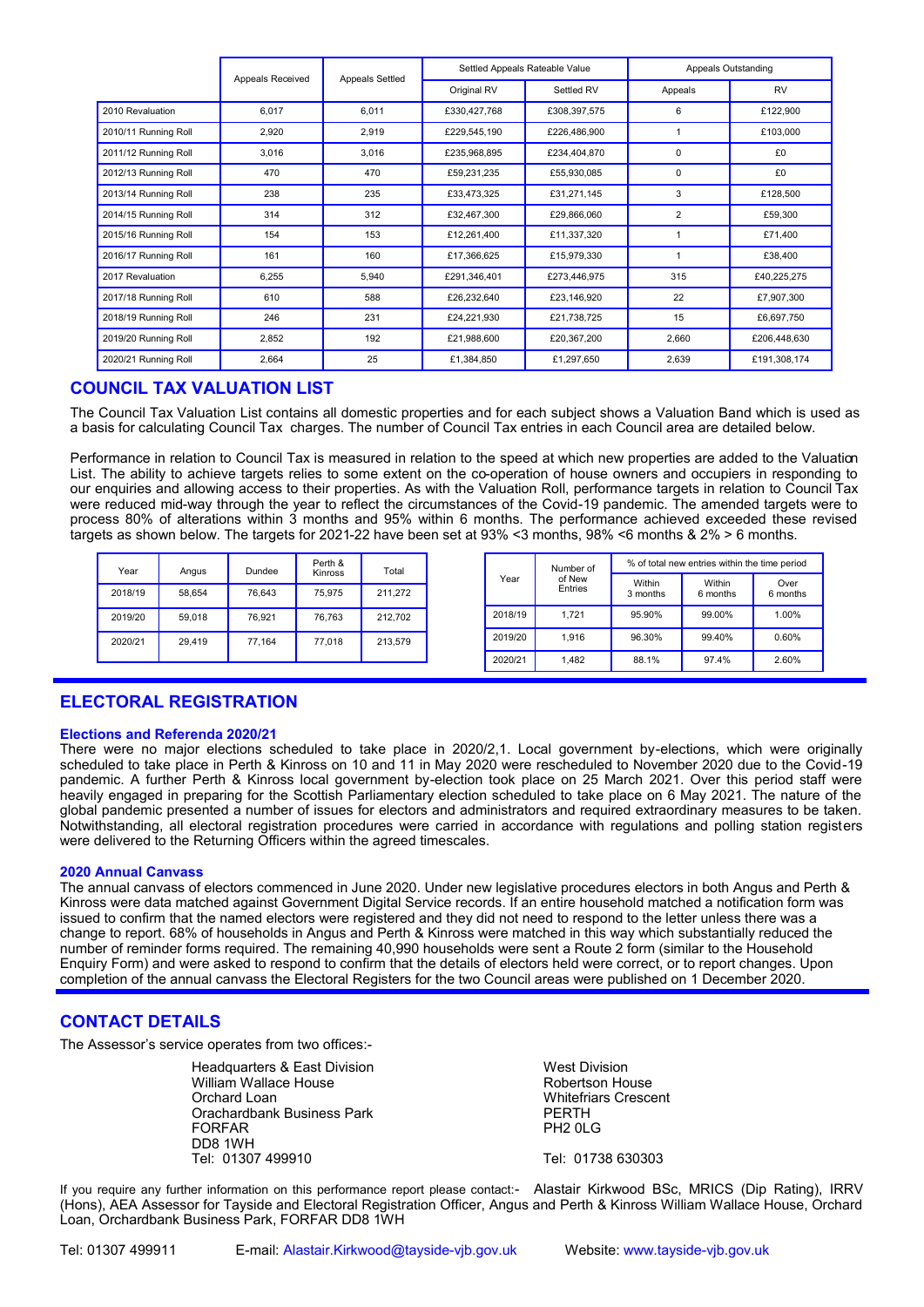| | Appeals Received | Appeals Settled | Settled Appeals Rateable Value | | Appeals Outstanding | |
|---|---|---|---|---|---|---|
| | | | Original RV | Settled RV | Appeals | RV |
| 2010 Revaluation | 6,017 | 6,011 | £330,427,768 | £308,397,575 | 6 | £122,900 |
| 2010/11 Running Roll | 2,920 | 2,919 | £229,545,190 | £226,486,900 | 1 | £103,000 |
| 2011/12 Running Roll | 3,016 | 3,016 | £235,968,895 | £234,404,870 | 0 | £0 |
| 2012/13 Running Roll | 470 | 470 | £59,231,235 | £55,930,085 | 0 | £0 |
| 2013/14 Running Roll | 238 | 235 | £33,473,325 | £31,271,145 | 3 | £128,500 |
| 2014/15 Running Roll | 314 | 312 | £32,467,300 | £29,866,060 | 2 | £59,300 |
| 2015/16 Running Roll | 154 | 153 | £12,261,400 | £11,337,320 | 1 | £71,400 |
| 2016/17 Running Roll | 161 | 160 | £17,366,625 | £15,979,330 | 1 | £38,400 |
| 2017 Revaluation | 6,255 | 5,940 | £291,346,401 | £273,446,975 | 315 | £40,225,275 |
| 2017/18 Running Roll | 610 | 588 | £26,232,640 | £23,146,920 | 22 | £7,907,300 |
| 2018/19 Running Roll | 246 | 231 | £24,221,930 | £21,738,725 | 15 | £6,697,750 |
| 2019/20 Running Roll | 2,852 | 192 | £21,988,600 | £20,367,200 | 2,660 | £206,448,630 |
| 2020/21 Running Roll | 2,664 | 25 | £1,384,850 | £1,297,650 | 2,639 | £191,308,174 |

## COUNCIL TAX VALUATION LIST

The Council Tax Valuation List contains all domestic properties and for each subject shows a Valuation Band which is used as a basis for calculating Council Tax charges. The number of Council Tax entries in each Council area are detailed below.

Performance in relation to Council Tax is measured in relation to the speed at which new properties are added to the Valuation List. The ability to achieve targets relies to some extent on the co-operation of house owners and occupiers in responding to our enquiries and allowing access to their properties. As with the Valuation Roll, performance targets in relation to Council Tax were reduced mid-way through the year to reflect the circumstances of the Covid-19 pandemic. The amended targets were to process 80% of alterations within 3 months and 95% within 6 months. The performance achieved exceeded these revised targets as shown below. The targets for 2021-22 have been set at 93% <3 months, 98% <6 months & 2% > 6 months.

| Year | Angus | Dundee | Perth & Kinross | Total |
|---|---|---|---|---|
| 2018/19 | 58,654 | 76,643 | 75,975 | 211,272 |
| 2019/20 | 59,018 | 76,921 | 76,763 | 212,702 |
| 2020/21 | 29,419 | 77,164 | 77,018 | 213,579 |

| Year | Number of of New Entries | % of total new entries within the time period | | |
|---|---|---|---|---|
| | | Within 3 months | Within 6 months | Over 6 months |
| 2018/19 | 1,721 | 95.90% | 99.00% | 1.00% |
| 2019/20 | 1,916 | 96.30% | 99.40% | 0.60% |
| 2020/21 | 1,482 | 88.1% | 97.4% | 2.60% |

## ELECTORAL REGISTRATION

### Elections and Referenda 2020/21

There were no major elections scheduled to take place in 2020/2,1. Local government by-elections, which were originally scheduled to take place in Perth & Kinross on 10 and 11 in May 2020 were rescheduled to November 2020 due to the Covid-19 pandemic. A further Perth & Kinross local government by-election took place on 25 March 2021. Over this period staff were heavily engaged in preparing for the Scottish Parliamentary election scheduled to take place on 6 May 2021. The nature of the global pandemic presented a number of issues for electors and administrators and required extraordinary measures to be taken. Notwithstanding, all electoral registration procedures were carried in accordance with regulations and polling station registers were delivered to the Returning Officers within the agreed timescales.

### 2020 Annual Canvass

The annual canvass of electors commenced in June 2020. Under new legislative procedures electors in both Angus and Perth & Kinross were data matched against Government Digital Service records. If an entire household matched a notification form was issued to confirm that the named electors were registered and they did not need to respond to the letter unless there was a change to report. 68% of households in Angus and Perth & Kinross were matched in this way which substantially reduced the number of reminder forms required. The remaining 40,990 households were sent a Route 2 form (similar to the Household Enquiry Form) and were asked to respond to confirm that the details of electors held were correct, or to report changes. Upon completion of the annual canvass the Electoral Registers for the two Council areas were published on 1 December 2020.

## CONTACT DETAILS

The Assessor's service operates from two offices:-

Headquarters & East Division
William Wallace House
Orchard Loan
Orachardbank Business Park
FORFAR
DD8 1WH
Tel: 01307 499910

West Division
Robertson House
Whitefriars Crescent
PERTH
PH2 0LG

Tel: 01738 630303

If you require any further information on this performance report please contact:- Alastair Kirkwood BSc, MRICS (Dip Rating), IRRV (Hons), AEA Assessor for Tayside and Electoral Registration Officer, Angus and Perth & Kinross William Wallace House, Orchard Loan, Orchardbank Business Park, FORFAR DD8 1WH

Tel: 01307 499911 E-mail: Alastair.Kirkwood@tayside-vjb.gov.uk Website: www.tayside-vjb.gov.uk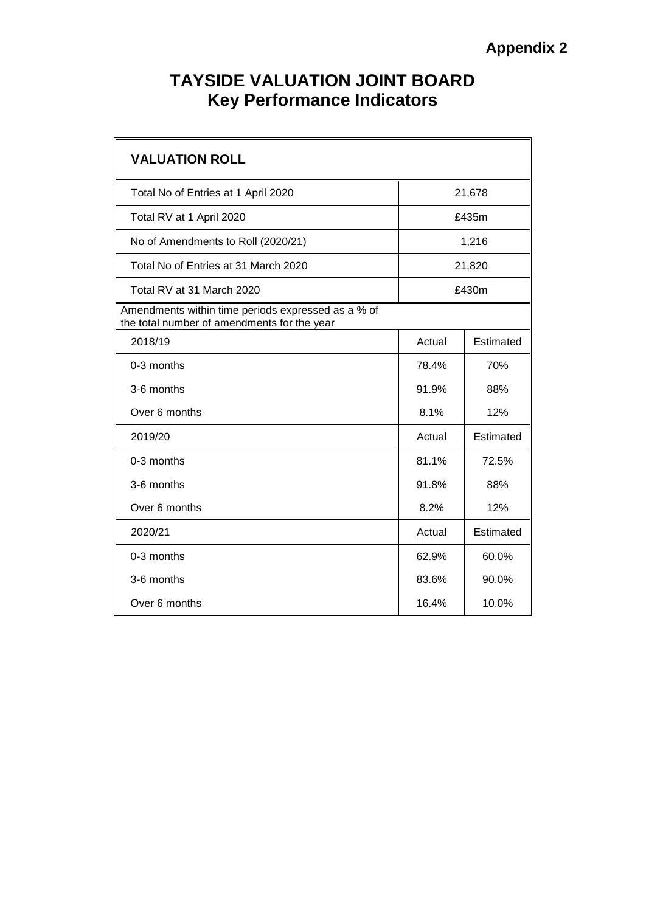Appendix 2

# TAYSIDE VALUATION JOINT BOARD
## Key Performance Indicators

| VALUATION ROLL | | |
|---|---|---|
| Total No of Entries at 1 April 2020 | 21,678 | |
| Total RV at 1 April 2020 | £435m | |
| No of Amendments to Roll (2020/21) | 1,216 | |
| Total No of Entries at 31 March 2020 | 21,820 | |
| Total RV at 31 March 2020 | £430m | |
| Amendments within time periods expressed as a % of the total number of amendments for the year | | |
| 2018/19 | Actual | Estimated |
| 0-3 months | 78.4% | 70% |
| 3-6 months | 91.9% | 88% |
| Over 6 months | 8.1% | 12% |
| 2019/20 | Actual | Estimated |
| 0-3 months | 81.1% | 72.5% |
| 3-6 months | 91.8% | 88% |
| Over 6 months | 8.2% | 12% |
| 2020/21 | Actual | Estimated |
| 0-3 months | 62.9% | 60.0% |
| 3-6 months | 83.6% | 90.0% |
| Over 6 months | 16.4% | 10.0% |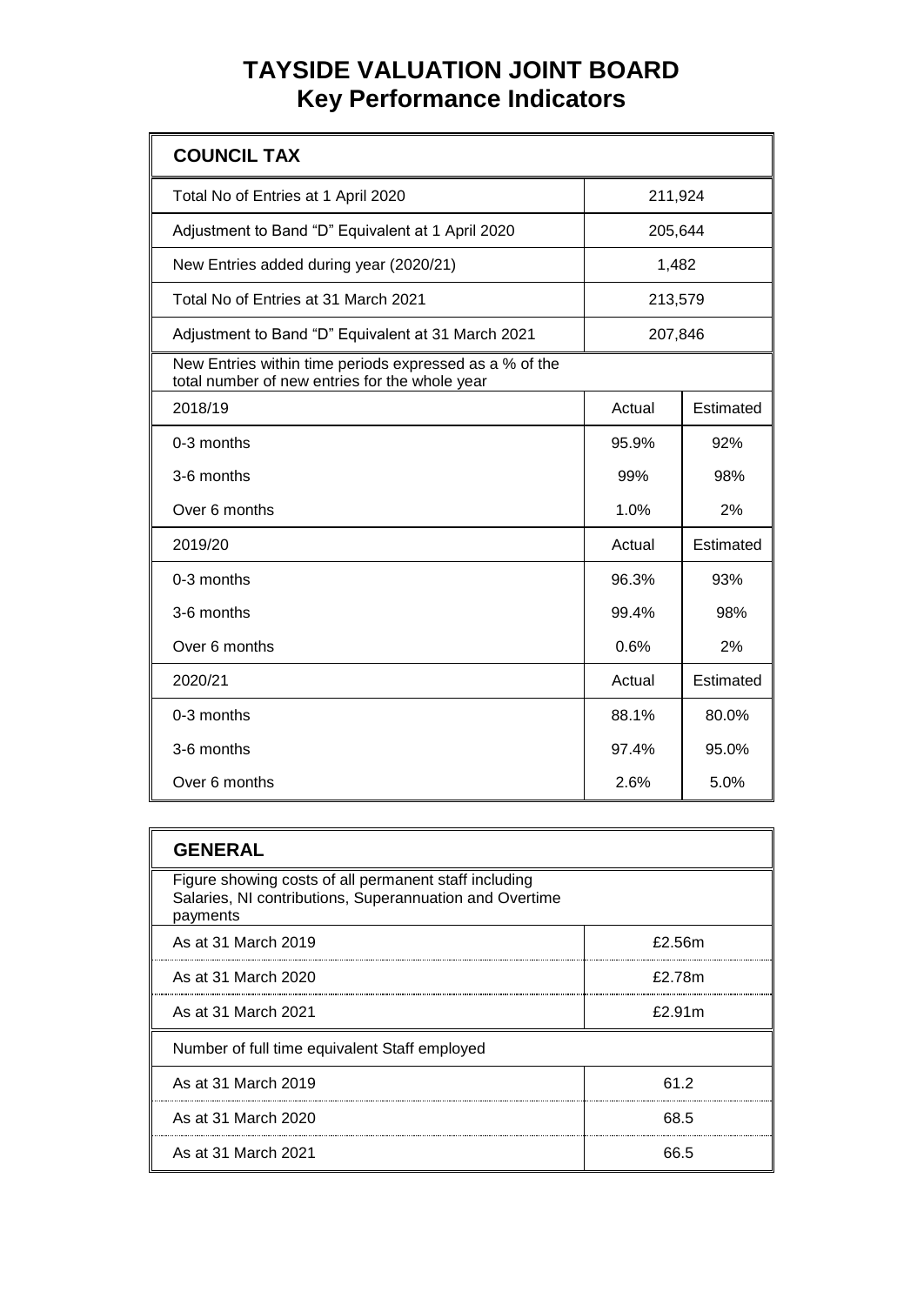# TAYSIDE VALUATION JOINT BOARD
## Key Performance Indicators

| COUNCIL TAX | | |
|---|---|---|
| Total No of Entries at 1 April 2020 | 211,924 | |
| Adjustment to Band "D" Equivalent at 1 April 2020 | 205,644 | |
| New Entries added during year (2020/21) | 1,482 | |
| Total No of Entries at 31 March 2021 | 213,579 | |
| Adjustment to Band "D" Equivalent at 31 March 2021 | 207,846 | |
| New Entries within time periods expressed as a % of the total number of new entries for the whole year | | |
| 2018/19 | Actual | Estimated |
| 0-3 months | 95.9% | 92% |
| 3-6 months | 99% | 98% |
| Over 6 months | 1.0% | 2% |
| 2019/20 | Actual | Estimated |
| 0-3 months | 96.3% | 93% |
| 3-6 months | 99.4% | 98% |
| Over 6 months | 0.6% | 2% |
| 2020/21 | Actual | Estimated |
| 0-3 months | 88.1% | 80.0% |
| 3-6 months | 97.4% | 95.0% |
| Over 6 months | 2.6% | 5.0% |

| GENERAL | |
|---|---|
| Figure showing costs of all permanent staff including Salaries, NI contributions, Superannuation and Overtime payments | |
| As at 31 March 2019 | £2.56m |
| As at 31 March 2020 | £2.78m |
| As at 31 March 2021 | £2.91m |
| Number of full time equivalent Staff employed | |
| As at 31 March 2019 | 61.2 |
| As at 31 March 2020 | 68.5 |
| As at 31 March 2021 | 66.5 |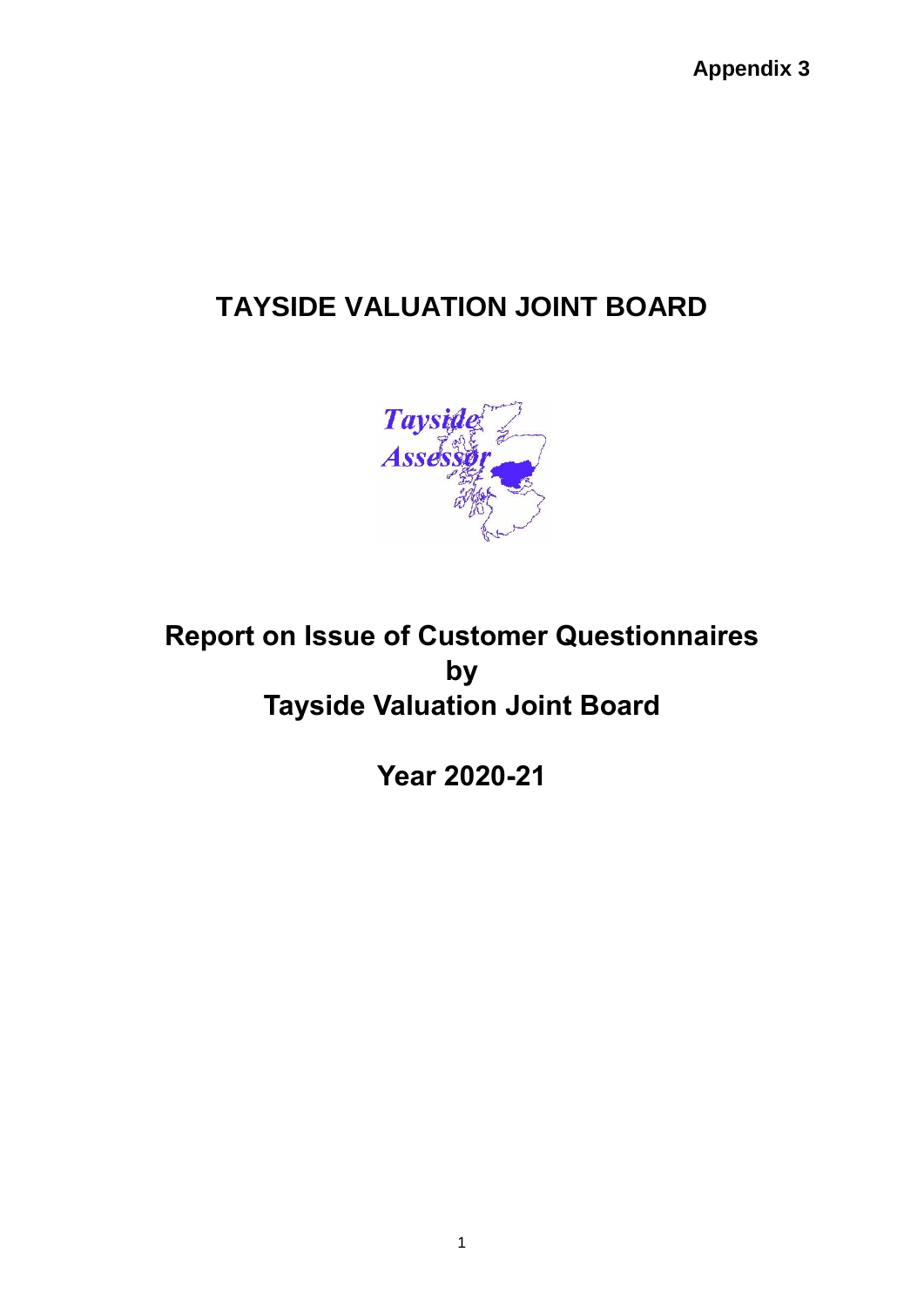Appendix 3

# TAYSIDE VALUATION JOINT BOARD

Tayside Assessor

## Report on Issue of Customer Questionnaires by Tayside Valuation Joint Board

## Year 2020-21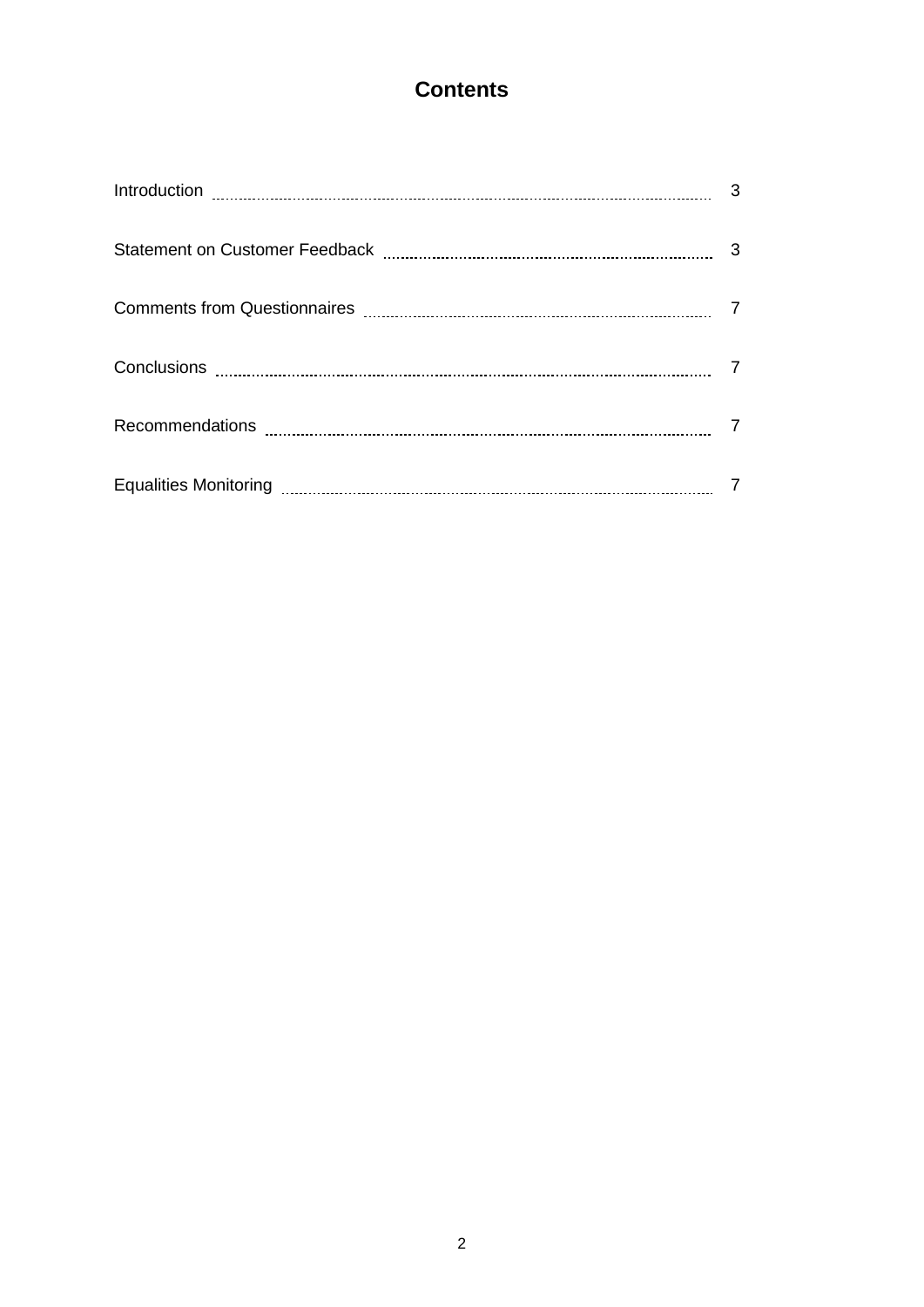# Contents

| | |
|---|---|
| Introduction | 3 |
| Statement on Customer Feedback | 3 |
| Comments from Questionnaires | 7 |
| Conclusions | 7 |
| Recommendations | 7 |
| Equalities Monitoring | 7 |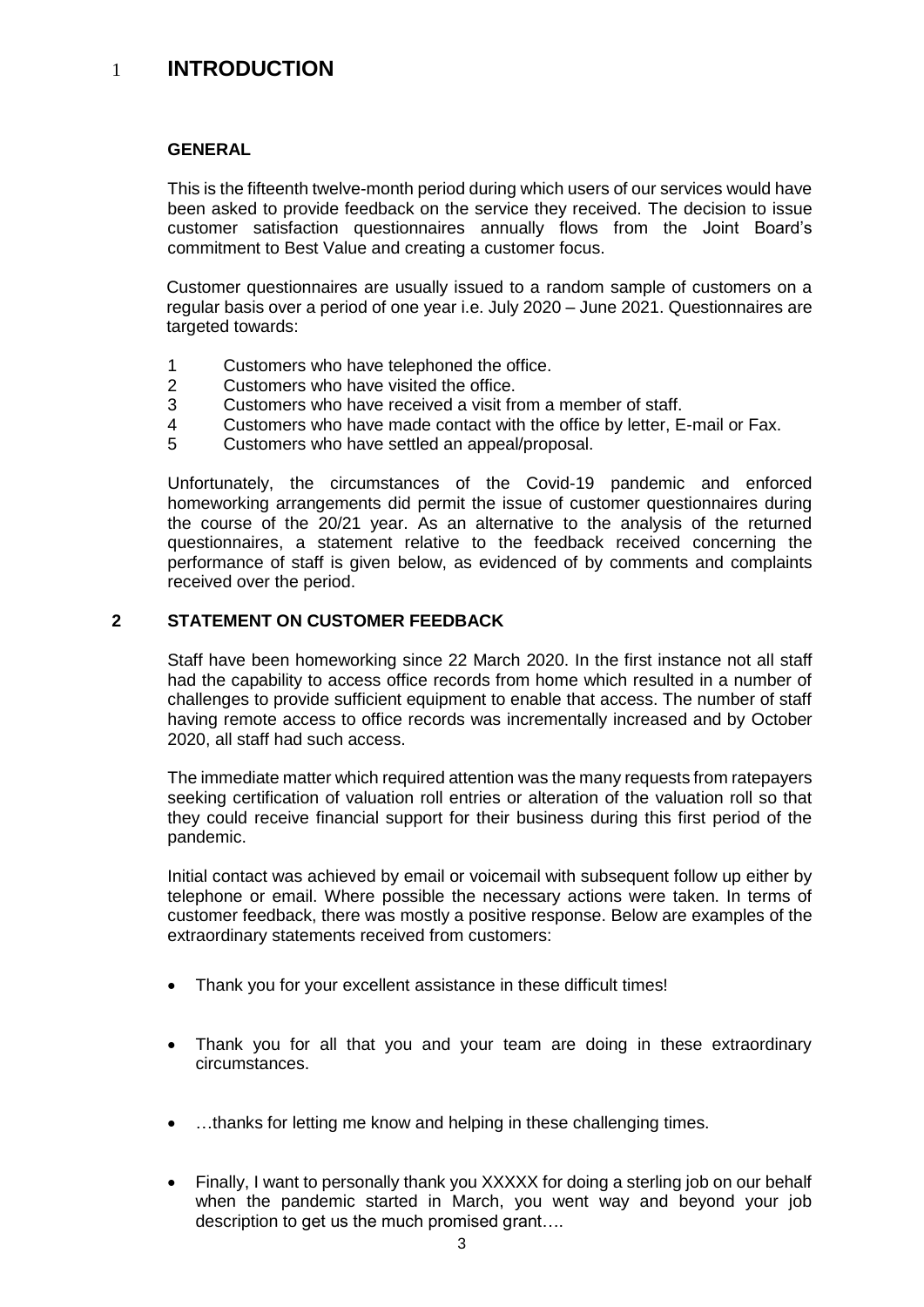# 1 INTRODUCTION

### GENERAL

This is the fifteenth twelve-month period during which users of our services would have been asked to provide feedback on the service they received. The decision to issue customer satisfaction questionnaires annually flows from the Joint Board's commitment to Best Value and creating a customer focus.

Customer questionnaires are usually issued to a random sample of customers on a regular basis over a period of one year i.e. July 2020 – June 2021. Questionnaires are targeted towards:

1. Customers who have telephoned the office.
2. Customers who have visited the office.
3. Customers who have received a visit from a member of staff.
4. Customers who have made contact with the office by letter, E-mail or Fax.
5. Customers who have settled an appeal/proposal.

Unfortunately, the circumstances of the Covid-19 pandemic and enforced homeworking arrangements did permit the issue of customer questionnaires during the course of the 20/21 year. As an alternative to the analysis of the returned questionnaires, a statement relative to the feedback received concerning the performance of staff is given below, as evidenced of by comments and complaints received over the period.

## 2 STATEMENT ON CUSTOMER FEEDBACK

Staff have been homeworking since 22 March 2020. In the first instance not all staff had the capability to access office records from home which resulted in a number of challenges to provide sufficient equipment to enable that access. The number of staff having remote access to office records was incrementally increased and by October 2020, all staff had such access.

The immediate matter which required attention was the many requests from ratepayers seeking certification of valuation roll entries or alteration of the valuation roll so that they could receive financial support for their business during this first period of the pandemic.

Initial contact was achieved by email or voicemail with subsequent follow up either by telephone or email. Where possible the necessary actions were taken. In terms of customer feedback, there was mostly a positive response. Below are examples of the extraordinary statements received from customers:

- Thank you for your excellent assistance in these difficult times!
- Thank you for all that you and your team are doing in these extraordinary circumstances.
- …thanks for letting me know and helping in these challenging times.
- Finally, I want to personally thank you XXXXX for doing a sterling job on our behalf when the pandemic started in March, you went way and beyond your job description to get us the much promised grant….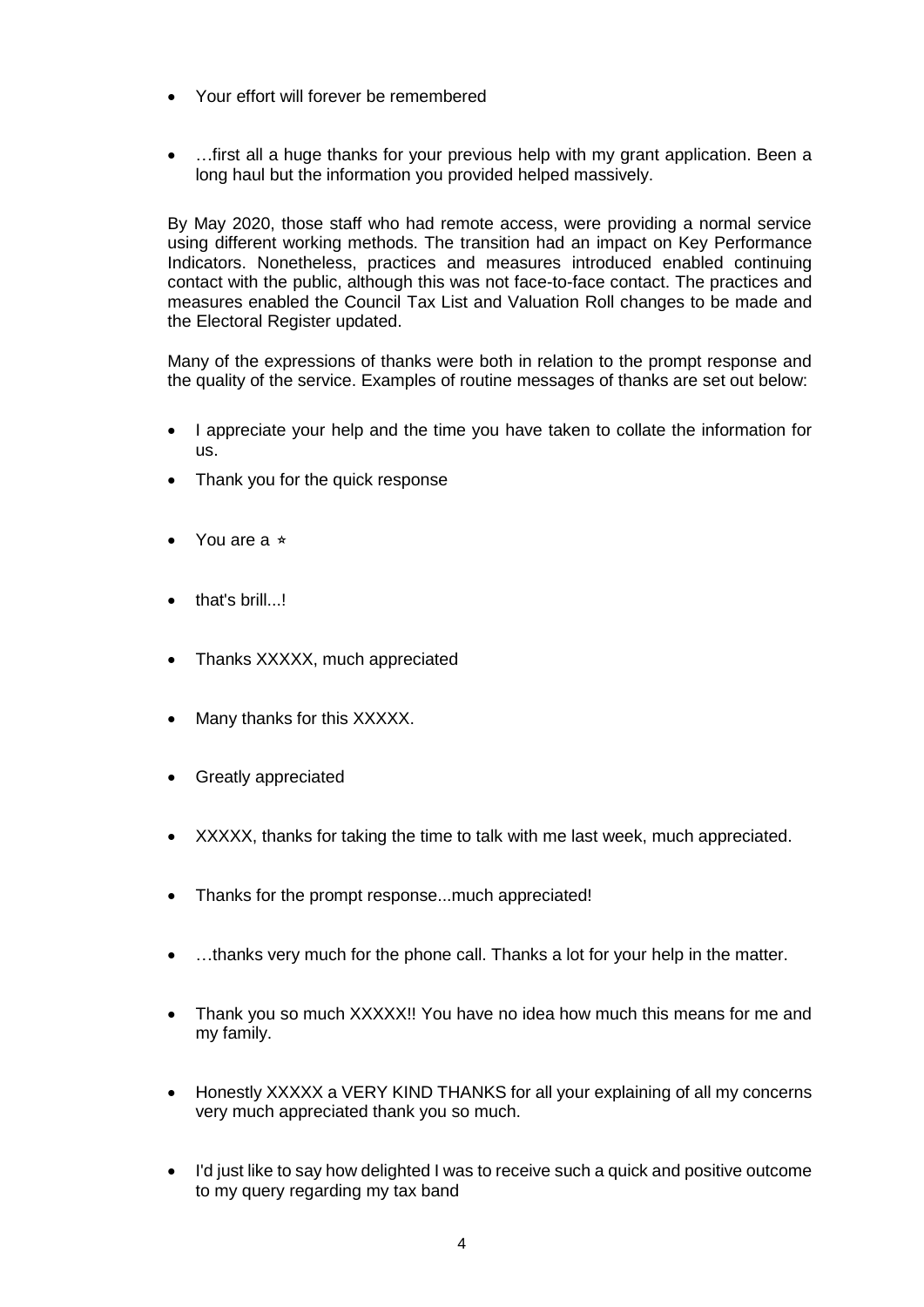- Your effort will forever be remembered

- …first all a huge thanks for your previous help with my grant application. Been a long haul but the information you provided helped massively.

By May 2020, those staff who had remote access, were providing a normal service using different working methods. The transition had an impact on Key Performance Indicators. Nonetheless, practices and measures introduced enabled continuing contact with the public, although this was not face-to-face contact. The practices and measures enabled the Council Tax List and Valuation Roll changes to be made and the Electoral Register updated.

Many of the expressions of thanks were both in relation to the prompt response and the quality of the service. Examples of routine messages of thanks are set out below:

- I appreciate your help and the time you have taken to collate the information for us.
- Thank you for the quick response
- You are a *
- that's brill...!
- Thanks XXXXX, much appreciated
- Many thanks for this XXXXX.
- Greatly appreciated
- XXXXX, thanks for taking the time to talk with me last week, much appreciated.
- Thanks for the prompt response...much appreciated!
- …thanks very much for the phone call. Thanks a lot for your help in the matter.
- Thank you so much XXXXX!! You have no idea how much this means for me and my family.
- Honestly XXXXX a VERY KIND THANKS for all your explaining of all my concerns very much appreciated thank you so much.
- I'd just like to say how delighted I was to receive such a quick and positive outcome to my query regarding my tax band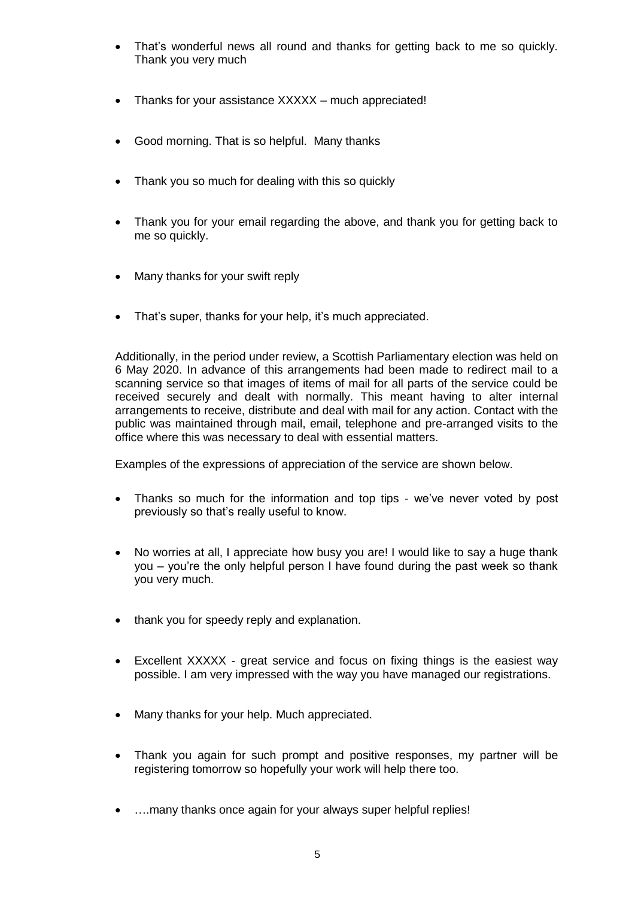- That's wonderful news all round and thanks for getting back to me so quickly. Thank you very much

- Thanks for your assistance XXXXX – much appreciated!

- Good morning. That is so helpful. Many thanks

- Thank you so much for dealing with this so quickly

- Thank you for your email regarding the above, and thank you for getting back to me so quickly.

- Many thanks for your swift reply

- That's super, thanks for your help, it's much appreciated.

Additionally, in the period under review, a Scottish Parliamentary election was held on 6 May 2020. In advance of this arrangements had been made to redirect mail to a scanning service so that images of items of mail for all parts of the service could be received securely and dealt with normally. This meant having to alter internal arrangements to receive, distribute and deal with mail for any action. Contact with the public was maintained through mail, email, telephone and pre-arranged visits to the office where this was necessary to deal with essential matters.

Examples of the expressions of appreciation of the service are shown below.

- Thanks so much for the information and top tips - we've never voted by post previously so that's really useful to know.

- No worries at all, I appreciate how busy you are! I would like to say a huge thank you – you're the only helpful person I have found during the past week so thank you very much.

- thank you for speedy reply and explanation.

- Excellent XXXXX - great service and focus on fixing things is the easiest way possible. I am very impressed with the way you have managed our registrations.

- Many thanks for your help. Much appreciated.

- Thank you again for such prompt and positive responses, my partner will be registering tomorrow so hopefully your work will help there too.

- ….many thanks once again for your always super helpful replies!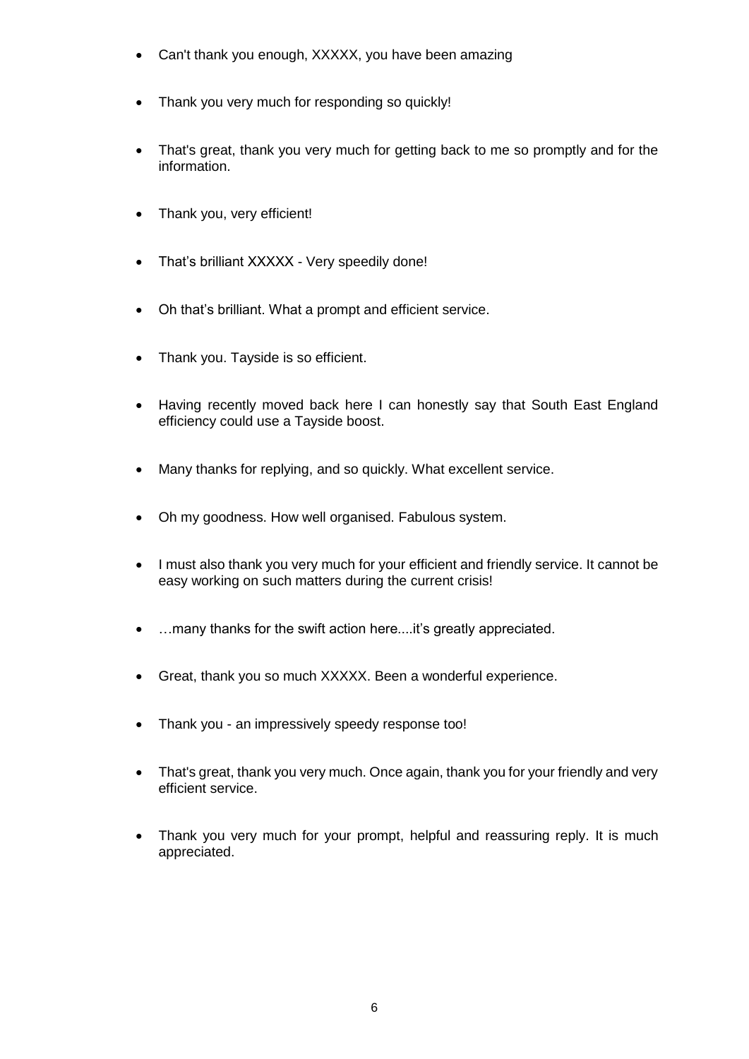- Can't thank you enough, XXXXX, you have been amazing

- Thank you very much for responding so quickly!

- That's great, thank you very much for getting back to me so promptly and for the information.

- Thank you, very efficient!

- That's brilliant XXXXX - Very speedily done!

- Oh that's brilliant. What a prompt and efficient service.

- Thank you. Tayside is so efficient.

- Having recently moved back here I can honestly say that South East England efficiency could use a Tayside boost.

- Many thanks for replying, and so quickly. What excellent service.

- Oh my goodness. How well organised. Fabulous system.

- I must also thank you very much for your efficient and friendly service. It cannot be easy working on such matters during the current crisis!

- …many thanks for the swift action here....it's greatly appreciated.

- Great, thank you so much XXXXX. Been a wonderful experience.

- Thank you - an impressively speedy response too!

- That's great, thank you very much. Once again, thank you for your friendly and very efficient service.

- Thank you very much for your prompt, helpful and reassuring reply. It is much appreciated.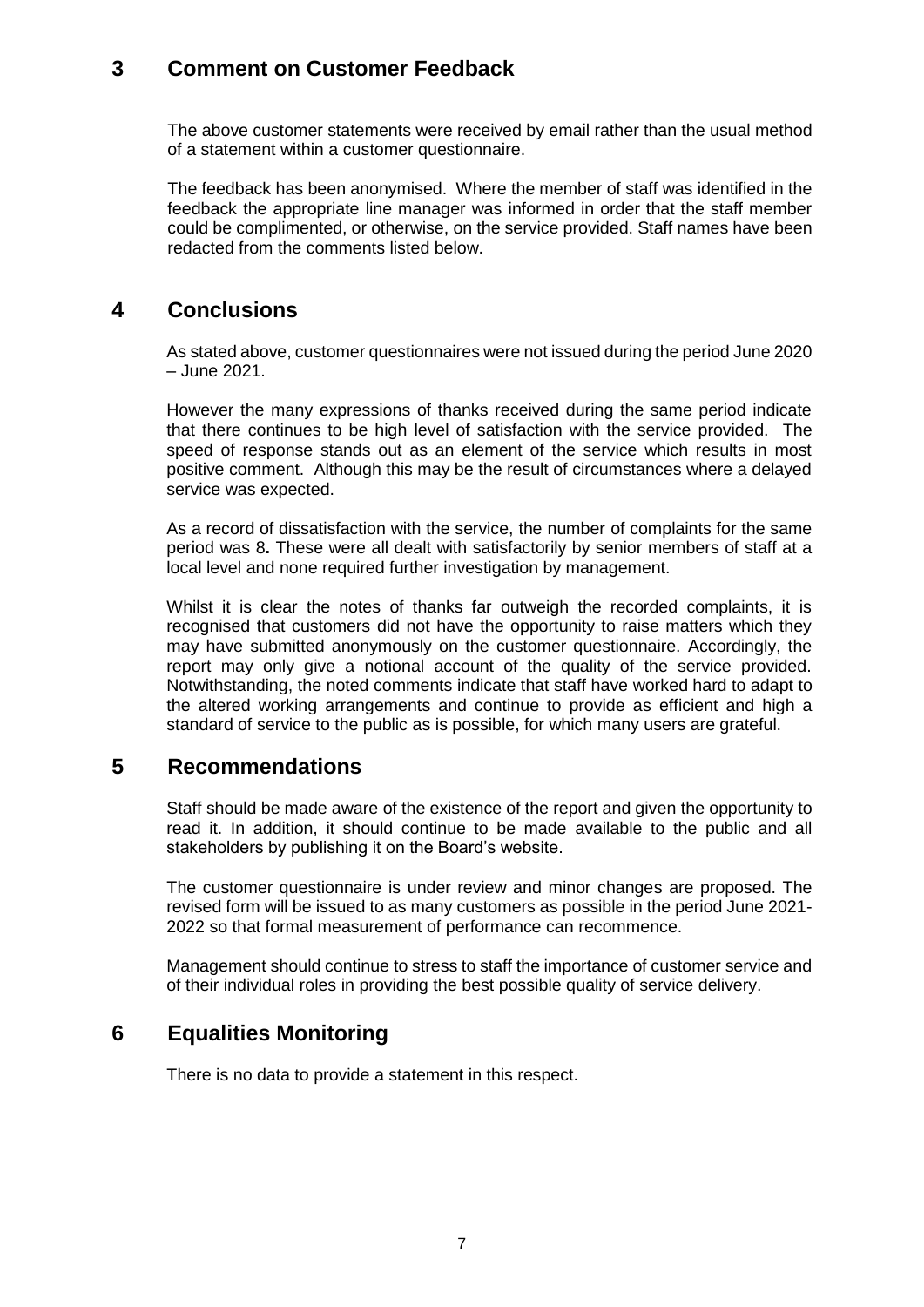## 3 Comment on Customer Feedback

The above customer statements were received by email rather than the usual method of a statement within a customer questionnaire.

The feedback has been anonymised. Where the member of staff was identified in the feedback the appropriate line manager was informed in order that the staff member could be complimented, or otherwise, on the service provided. Staff names have been redacted from the comments listed below.

## 4 Conclusions

As stated above, customer questionnaires were not issued during the period June 2020 – June 2021.

However the many expressions of thanks received during the same period indicate that there continues to be high level of satisfaction with the service provided. The speed of response stands out as an element of the service which results in most positive comment. Although this may be the result of circumstances where a delayed service was expected.

As a record of dissatisfaction with the service, the number of complaints for the same period was 8**.** These were all dealt with satisfactorily by senior members of staff at a local level and none required further investigation by management.

Whilst it is clear the notes of thanks far outweigh the recorded complaints, it is recognised that customers did not have the opportunity to raise matters which they may have submitted anonymously on the customer questionnaire. Accordingly, the report may only give a notional account of the quality of the service provided. Notwithstanding, the noted comments indicate that staff have worked hard to adapt to the altered working arrangements and continue to provide as efficient and high a standard of service to the public as is possible, for which many users are grateful.

## 5 Recommendations

Staff should be made aware of the existence of the report and given the opportunity to read it. In addition, it should continue to be made available to the public and all stakeholders by publishing it on the Board's website.

The customer questionnaire is under review and minor changes are proposed. The revised form will be issued to as many customers as possible in the period June 2021-2022 so that formal measurement of performance can recommence.

Management should continue to stress to staff the importance of customer service and of their individual roles in providing the best possible quality of service delivery.

## 6 Equalities Monitoring

There is no data to provide a statement in this respect.